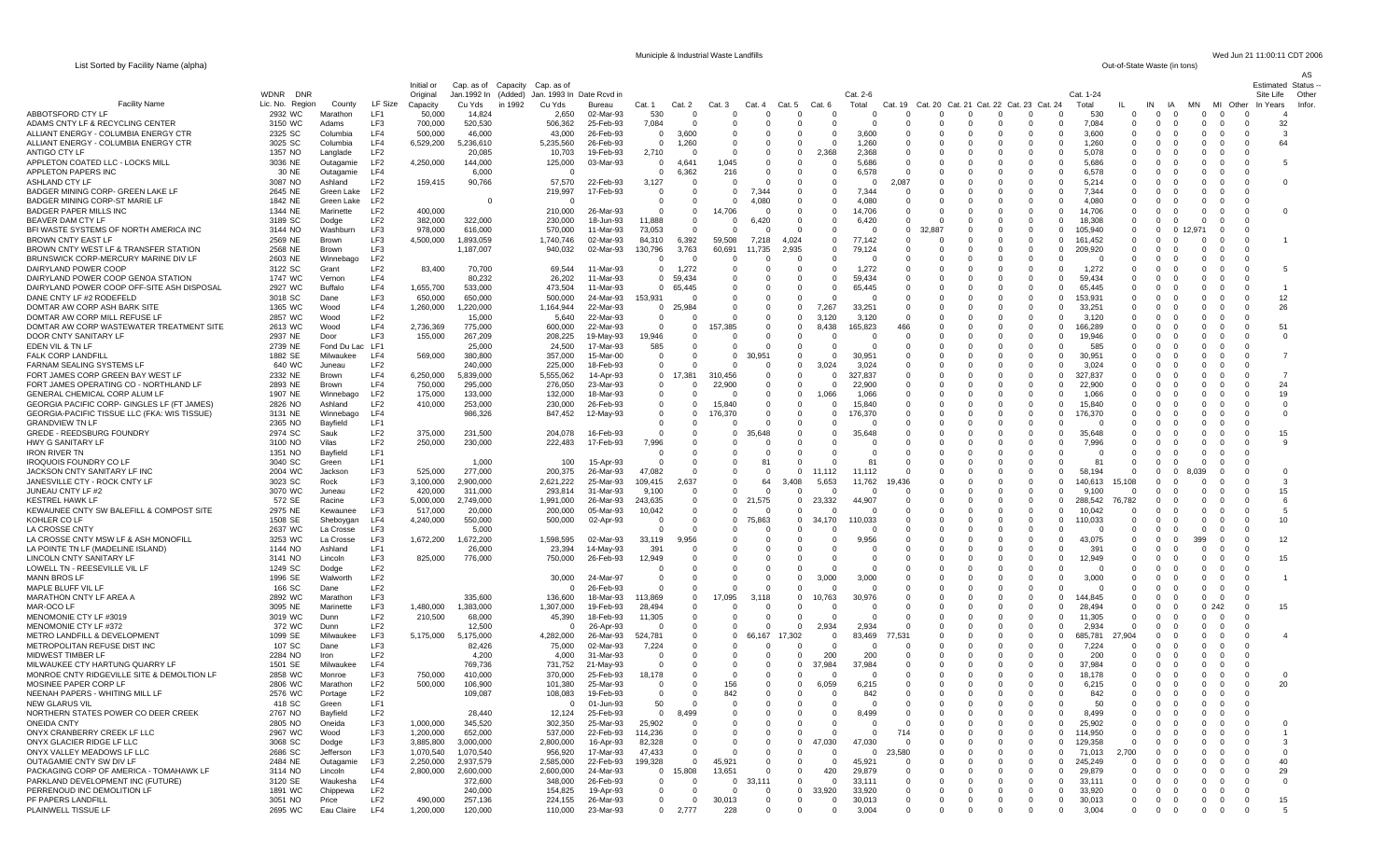# Municipile & Industrial Waste Landfills

List Sorted by Facility Name (alpha)

Out-of-State Waste (in tons)

| Facility Name | WDNR Lic. No. | DNR Region | County | LF Size | Initial or Original Capacity | Cap. as of Jan.1992 In Cu Yds | Capacity (Added) in 1992 | Cap. as of Jan. 1993 In Cu Yds | Date Rcvd in Bureau | Cat. 1 | Cat. 2 | Cat. 3 | Cat. 4 | Cat. 5 | Cat. 6 | Cat. 2-6 Total | Cat. 19 | Cat. 20 | Cat. 21 | Cat. 22 | Cat. 23 | Cat. 24 | Cat. 1-24 Total | IL | IN | IA | MN | MI | Other | Estimated Site Life In Years | AS Status -- Other Infor. |
|---|---|---|---|---|---|---|---|---|---|---|---|---|---|---|---|---|---|---|---|---|---|---|---|---|---|---|---|---|---|---|---|
| ABBOTSFORD CTY LF | 2932 | WC | Marathon | LF1 | 50,000 | 14,824 | | 2,650 | 02-Mar-93 | 530 | 0 | 0 | 0 | 0 | 0 | 0 | 0 | 0 | 0 | 0 | 0 | 0 | 530 | 0 | 0 | 0 | 0 | 0 | 0 | 4 | |
| ADAMS CNTY LF & RECYCLING CENTER | 3150 | WC | Adams | LF3 | 700,000 | 520,530 | | 506,362 | 25-Feb-93 | 7,084 | 0 | 0 | 0 | 0 | 0 | 0 | 0 | 0 | 0 | 0 | 0 | 0 | 7,084 | 0 | 0 | 0 | 0 | 0 | 0 | 32 | |
| ALLIANT ENERGY - COLUMBIA ENERGY CTR | 2325 | SC | Columbia | LF4 | 500,000 | 46,000 | | 43,000 | 26-Feb-93 | 0 | 3,600 | 0 | 0 | 0 | 0 | 3,600 | 0 | 0 | 0 | 0 | 0 | 0 | 3,600 | 0 | 0 | 0 | 0 | 0 | 0 | 3 | |
| ALLIANT ENERGY - COLUMBIA ENERGY CTR | 3025 | SC | Columbia | LF4 | 6,529,200 | 5,236,610 | | 5,235,560 | 26-Feb-93 | 0 | 1,260 | 0 | 0 | 0 | 0 | 1,260 | 0 | 0 | 0 | 0 | 0 | 0 | 1,260 | 0 | 0 | 0 | 0 | 0 | 0 | 64 | |
| ANTIGO CTY LF | 1357 | NO | Langlade | LF2 | | 20,085 | | 10,703 | 19-Feb-93 | 2,710 | 0 | 0 | 0 | 0 | 2,368 | 2,368 | 0 | 0 | 0 | 0 | 0 | 0 | 5,078 | 0 | 0 | 0 | 0 | 0 | 0 | | |
| APPLETON COATED LLC - LOCKS MILL | 3036 | NE | Outagamie | LF2 | 4,250,000 | 144,000 | | 125,000 | 03-Mar-93 | 0 | 4,641 | 1,045 | 0 | 0 | 0 | 5,686 | 0 | 0 | 0 | 0 | 0 | 0 | 5,686 | 0 | 0 | 0 | 0 | 0 | 0 | 5 | |
| APPLETON PAPERS INC | 30 | NE | Outagamie | LF4 | | 6,000 | | 0 | | 0 | 6,362 | 216 | 0 | 0 | 0 | 6,578 | 0 | 0 | 0 | 0 | 0 | 0 | 6,578 | 0 | 0 | 0 | 0 | 0 | 0 | | |
| ASHLAND CTY LF | 3087 | NO | Ashland | LF2 | 159,415 | 90,766 | | 57,570 | 22-Feb-93 | 3,127 | 0 | 0 | 0 | 0 | 0 | 0 | 2,087 | 0 | 0 | 0 | 0 | 0 | 5,214 | 0 | 0 | 0 | 0 | 0 | 0 | 0 | |
| BADGER PAPER MILLS CORP- GREEN LAKE LF | 2645 | NE | Green Lake | LF2 | | | | 219,997 | 17-Feb-93 | 0 | 0 | 0 | 7,344 | 0 | 0 | 7,344 | 0 | 0 | 0 | 0 | 0 | 0 | 7,344 | 0 | 0 | 0 | 0 | 0 | 0 | | |
| BADGER PAPER MILLS CORP-ST MARIE LF | 1842 | NE | Green Lake | LF2 | | 0 | | 0 | | 0 | 0 | 0 | 4,080 | 0 | 0 | 4,080 | 0 | 0 | 0 | 0 | 0 | 0 | 4,080 | 0 | 0 | 0 | 0 | 0 | 0 | | |
| BADGER PAPER MILLS INC | 1344 | NE | Marinette | LF2 | 400,000 | | | 210,000 | 26-Mar-93 | 0 | 0 | 14,706 | 0 | 0 | 0 | 14,706 | 0 | 0 | 0 | 0 | 0 | 0 | 14,706 | 0 | 0 | 0 | 0 | 0 | 0 | 0 | |
| BEAVER DAM CTY LF | 3189 | SC | Dodge | LF2 | 382,000 | 322,000 | | 230,000 | 18-Jun-93 | 11,888 | 0 | 0 | 6,420 | 0 | 0 | 6,420 | 0 | 0 | 0 | 0 | 0 | 0 | 18,308 | 0 | 0 | 0 | 0 | 0 | 0 | | |
| BFI WASTE SYSTEMS OF NORTH AMERICA INC | 3144 | NO | Washburn | LF3 | 978,000 | 616,000 | | 570,000 | 11-Mar-93 | 73,053 | 0 | 0 | 0 | 0 | 0 | 0 | 0 | 32,887 | 0 | 0 | 0 | 0 | 105,940 | 0 | 0 | 0 | 12,971 | 0 | 0 | | |
| BROWN CNTY EAST LF | 2569 | NE | Brown | LF3 | 4,500,000 | 1,893,059 | | 1,740,746 | 02-Mar-93 | 84,310 | 6,392 | 59,508 | 7,218 | 4,024 | 0 | 77,142 | 0 | 0 | 0 | 0 | 0 | 0 | 161,452 | 0 | 0 | 0 | 0 | 0 | 0 | 1 | |
| BROWN CNTY WEST LF & TRANSFER STATION | 2568 | NE | Brown | LF3 | | 1,187,007 | | 940,032 | 02-Mar-93 | 130,796 | 3,763 | 60,691 | 11,735 | 2,935 | 0 | 79,124 | 0 | 0 | 0 | 0 | 0 | 0 | 209,920 | 0 | 0 | 0 | 0 | 0 | 0 | | |
| BRUNSWICK CORP-MERCURY MARINE DIV LF | 2603 | NE | Winnebago | LF2 | | | | | | 0 | 0 | 0 | 0 | 0 | 0 | 0 | 0 | 0 | 0 | 0 | 0 | 0 | 0 | 0 | 0 | 0 | 0 | 0 | 0 | | |
| DAIRYLAND POWER COOP | 3122 | SC | Grant | LF2 | 83,400 | 70,700 | | 69,544 | 11-Mar-93 | 0 | 1,272 | 0 | 0 | 0 | 0 | 1,272 | 0 | 0 | 0 | 0 | 0 | 0 | 1,272 | 0 | 0 | 0 | 0 | 0 | 0 | 5 | |
| DAIRYLAND POWER COOP GENOA STATION | 1747 | WC | Vernon | LF4 | | 80,232 | | 26,202 | 11-Mar-93 | 0 | 59,434 | 0 | 0 | 0 | 0 | 59,434 | 0 | 0 | 0 | 0 | 0 | 0 | 59,434 | 0 | 0 | 0 | 0 | 0 | 0 | | |
| DAIRYLAND POWER COOP OFF-SITE ASH DISPOSAL | 2927 | WC | Buffalo | LF4 | 1,655,700 | 533,000 | | 473,504 | 11-Mar-93 | 0 | 65,445 | 0 | 0 | 0 | 0 | 65,445 | 0 | 0 | 0 | 0 | 0 | 0 | 65,445 | 0 | 0 | 0 | 0 | 0 | 0 | 1 | |
| DANE CNTY LF #2 RODEFELD | 3018 | SC | Dane | LF3 | 650,000 | 650,000 | | 500,000 | 24-Mar-93 | 153,931 | 0 | 0 | 0 | 0 | 0 | 0 | 0 | 0 | 0 | 0 | 0 | 0 | 153,931 | 0 | 0 | 0 | 0 | 0 | 0 | 12 | |
| DOMTAR AW CORP ASH BARK SITE | 1365 | WC | Wood | LF4 | 1,260,000 | 1,220,000 | | 1,164,944 | 22-Mar-93 | 0 | 25,984 | 0 | 0 | 0 | 7,267 | 33,251 | 0 | 0 | 0 | 0 | 0 | 0 | 33,251 | 0 | 0 | 0 | 0 | 0 | 0 | 26 | |
| DOMTAR AW CORP MILL REFUSE LF | 2857 | WC | Wood | LF2 | | 15,000 | | 5,640 | 22-Mar-93 | 0 | 0 | 0 | 0 | 0 | 3,120 | 3,120 | 0 | 0 | 0 | 0 | 0 | 0 | 3,120 | 0 | 0 | 0 | 0 | 0 | 0 | | |
| DOMTAR AW CORP WASTEWATER TREATMENT SITE | 2613 | WC | Wood | LF4 | 2,736,369 | 775,000 | | 600,000 | 22-Mar-93 | 0 | 0 | 157,385 | 0 | 0 | 8,438 | 165,823 | 466 | 0 | 0 | 0 | 0 | 0 | 166,289 | 0 | 0 | 0 | 0 | 0 | 0 | 51 | |
| DOOR CNTY SANITARY LF | 2937 | NE | Door | LF3 | 155,000 | 267,209 | | 208,225 | 19-May-93 | 19,946 | 0 | 0 | 0 | 0 | 0 | 0 | 0 | 0 | 0 | 0 | 0 | 0 | 19,946 | 0 | 0 | 0 | 0 | 0 | 0 | 0 | |
| EDEN VIL & TN LF | 2739 | NE | Fond Du Lac | LF1 | | 25,000 | | 24,500 | 17-Mar-93 | 585 | 0 | 0 | 0 | 0 | 0 | 0 | 0 | 0 | 0 | 0 | 0 | 0 | 585 | 0 | 0 | 0 | 0 | 0 | 0 | | |
| FALK CORP LANDFILL | 1882 | SE | Milwaukee | LF4 | 569,000 | 380,800 | | 357,000 | 15-Mar-00 | 0 | 0 | 0 | 30,951 | 0 | 0 | 30,951 | 0 | 0 | 0 | 0 | 0 | 0 | 30,951 | 0 | 0 | 0 | 0 | 0 | 0 | 7 | |
| FARNAM SEALING SYSTEMS LF | 640 | WC | Juneau | LF2 | | 240,000 | | 225,000 | 18-Feb-93 | 0 | 0 | 0 | 0 | 0 | 3,024 | 3,024 | 0 | 0 | 0 | 0 | 0 | 0 | 3,024 | 0 | 0 | 0 | 0 | 0 | 0 | | |
| FORT JAMES CORP GREEN BAY WEST LF | 2332 | NE | Brown | LF4 | 6,250,000 | 5,839,000 | | 5,555,062 | 14-Apr-93 | 0 | 17,381 | 310,456 | 0 | 0 | 0 | 327,837 | 0 | 0 | 0 | 0 | 0 | 0 | 327,837 | 0 | 0 | 0 | 0 | 0 | 0 | 7 | |
| FORT JAMES OPERATING CO - NORTHLAND LF | 2893 | NE | Brown | LF4 | 750,000 | 295,000 | | 276,050 | 23-Mar-93 | 0 | 0 | 22,900 | 0 | 0 | 0 | 22,900 | 0 | 0 | 0 | 0 | 0 | 0 | 22,900 | 0 | 0 | 0 | 0 | 0 | 0 | 24 | |
| GENERAL CHEMICAL CORP ALUM LF | 1907 | NE | Winnebago | LF2 | 175,000 | 133,000 | | 132,000 | 18-Mar-93 | 0 | 0 | 0 | 0 | 0 | 1,066 | 1,066 | 0 | 0 | 0 | 0 | 0 | 0 | 1,066 | 0 | 0 | 0 | 0 | 0 | 0 | 19 | |
| GEORGIA PACIFIC CORP- GINGLES LF (FT JAMES) | 2826 | NO | Ashland | LF2 | 410,000 | 253,000 | | 230,000 | 26-Feb-93 | 0 | 0 | 15,840 | 0 | 0 | 0 | 15,840 | 0 | 0 | 0 | 0 | 0 | 0 | 15,840 | 0 | 0 | 0 | 0 | 0 | 0 | 0 | |
| GEORGIA-PACIFIC TISSUE LLC (FKA: WIS TISSUE) | 3131 | NE | Winnebago | LF4 | | 986,326 | | 847,452 | 12-May-93 | 0 | 0 | 176,370 | 0 | 0 | 0 | 176,370 | 0 | 0 | 0 | 0 | 0 | 0 | 176,370 | 0 | 0 | 0 | 0 | 0 | 0 | 0 | |
| GRANDVIEW TN LF | 2365 | NO | Bayfield | LF1 | | | | | | 0 | 0 | 0 | 0 | 0 | 0 | 0 | 0 | 0 | 0 | 0 | 0 | 0 | 0 | 0 | 0 | 0 | 0 | 0 | 0 | | |
| GREDE - REEDSBURG FOUNDRY | 2974 | SC | Sauk | LF2 | 375,000 | 231,500 | | 204,078 | 16-Feb-93 | 0 | 0 | 0 | 35,648 | 0 | 0 | 35,648 | 0 | 0 | 0 | 0 | 0 | 0 | 35,648 | 0 | 0 | 0 | 0 | 0 | 0 | 15 | |
| HWY G SANITARY LF | 3100 | NO | Vilas | LF2 | 250,000 | 230,000 | | 222,483 | 17-Feb-93 | 7,996 | 0 | 0 | 0 | 0 | 0 | 0 | 0 | 0 | 0 | 0 | 0 | 0 | 7,996 | 0 | 0 | 0 | 0 | 0 | 0 | 9 | |
| IRON RIVER TN | 1351 | NO | Bayfield | LF1 | | | | | | 0 | 0 | 0 | 0 | 0 | 0 | 0 | 0 | 0 | 0 | 0 | 0 | 0 | 0 | 0 | 0 | 0 | 0 | 0 | 0 | | |
| IROQUOIS FOUNDRY CO LF | 3040 | SC | Green | LF1 | | 1,000 | | 100 | 15-Apr-93 | 0 | 0 | 0 | 81 | 0 | 0 | 81 | 0 | 0 | 0 | 0 | 0 | 0 | 81 | 0 | 0 | 0 | 0 | 0 | 0 | | |
| JACKSON CNTY SANITARY LF INC | 2004 | WC | Jackson | LF3 | 525,000 | 277,000 | | 200,375 | 26-Mar-93 | 47,082 | 0 | 0 | 0 | 0 | 11,112 | 11,112 | 0 | 0 | 0 | 0 | 0 | 0 | 58,194 | 0 | 0 | 0 | 8,039 | 0 | 0 | 0 | |
| JANESVILLE CTY - ROCK CNTY LF | 3023 | SC | Rock | LF3 | 3,100,000 | 2,900,000 | | 2,621,222 | 25-Mar-93 | 109,415 | 2,637 | 0 | 64 | 3,408 | 5,653 | 11,762 | 19,436 | 0 | 0 | 0 | 0 | 0 | 140,613 | 15,108 | 0 | 0 | 0 | 0 | 0 | 3 | |
| JUNEAU CNTY LF #2 | 3070 | WC | Juneau | LF2 | 420,000 | 311,000 | | 293,814 | 31-Mar-93 | 9,100 | 0 | 0 | 0 | 0 | 0 | 0 | 0 | 0 | 0 | 0 | 0 | 0 | 9,100 | 0 | 0 | 0 | 0 | 0 | 0 | 15 | |
| KESTREL HAWK LF | 572 | SE | Racine | LF3 | 5,000,000 | 2,749,000 | | 1,991,000 | 26-Mar-93 | 243,635 | 0 | 0 | 21,575 | 0 | 23,332 | 44,907 | 0 | 0 | 0 | 0 | 0 | 0 | 288,542 | 76,782 | 0 | 0 | 0 | 0 | 0 | 6 | |
| KEWAUNEE CNTY SW BALEFILL & COMPOST SITE | 2975 | NE | Kewaunee | LF3 | 517,000 | 20,000 | | 200,000 | 05-Mar-93 | 10,042 | 0 | 0 | 0 | 0 | 0 | 0 | 0 | 0 | 0 | 0 | 0 | 0 | 10,042 | 0 | 0 | 0 | 0 | 0 | 0 | 5 | |
| KOHLER CO LF | 1508 | SE | Sheboygan | LF4 | 4,240,000 | 550,000 | | 500,000 | 02-Apr-93 | 0 | 0 | 0 | 75,863 | 0 | 34,170 | 110,033 | 0 | 0 | 0 | 0 | 0 | 0 | 110,033 | 0 | 0 | 0 | 0 | 0 | 0 | 10 | |
| LA CROSSE CNTY | 2637 | WC | La Crosse | LF3 | | | | | | 0 | 0 | 0 | 0 | 0 | 0 | 0 | 0 | 0 | 0 | 0 | 0 | 0 | 0 | 0 | 0 | 0 | 0 | 0 | 0 | | |
| LA CROSSE CNTY MSW LF & ASH MONOFILL | 3253 | WC | La Crosse | LF3 | 1,672,200 | 1,672,200 | | 1,598,595 | 02-Mar-93 | 33,119 | 9,956 | 0 | 0 | 0 | 0 | 9,956 | 0 | 0 | 0 | 0 | 0 | 0 | 43,075 | 0 | 0 | 0 | 399 | 0 | 0 | 12 | |
| LA POINTE TN LF (MADELINE ISLAND) | 1144 | NO | Ashland | LF1 | | 26,000 | | 23,394 | 14-May-93 | 391 | 0 | 0 | 0 | 0 | 0 | 0 | 0 | 0 | 0 | 0 | 0 | 0 | 391 | 0 | 0 | 0 | 0 | 0 | 0 | | |
| LINCOLN CNTY SANITARY LF | 3141 | NO | Lincoln | LF3 | 825,000 | 776,000 | | 750,000 | 26-Feb-93 | 12,949 | 0 | 0 | 0 | 0 | 0 | 0 | 0 | 0 | 0 | 0 | 0 | 0 | 12,949 | 0 | 0 | 0 | 0 | 0 | 0 | 15 | |
| LOWELL TN - REESEVILLE VIL LF | 1249 | SC | Dodge | LF2 | | | | | | 0 | 0 | 0 | 0 | 0 | 0 | 0 | 0 | 0 | 0 | 0 | 0 | 0 | 0 | 0 | 0 | 0 | 0 | 0 | 0 | | |
| MANN BROS LF | 1996 | SE | Walworth | LF2 | | | | 30,000 | 24-Mar-97 | 0 | 0 | 0 | 0 | 0 | 3,000 | 3,000 | 0 | 0 | 0 | 0 | 0 | 0 | 3,000 | 0 | 0 | 0 | 0 | 0 | 0 | 1 | |
| MAPLE BLUFF VIL LF | 166 | SC | Dane | LF2 | | | | 0 | 26-Feb-93 | 0 | 0 | 0 | 0 | 0 | 0 | 0 | 0 | 0 | 0 | 0 | 0 | 0 | 0 | 0 | 0 | 0 | 0 | 0 | 0 | | |
| MARATHON CNTY LF AREA A | 2892 | WC | Marathon | LF3 | | 335,600 | | 136,600 | 18-Mar-93 | 113,869 | 0 | 17,095 | 3,118 | 0 | 10,763 | 30,976 | 0 | 0 | 0 | 0 | 0 | 0 | 144,845 | 0 | 0 | 0 | 0 | 0 | 0 | | |
| MAR-OCO LF | 3095 | NE | Marinette | LF3 | 1,480,000 | 1,383,000 | | 1,307,000 | 19-Feb-93 | 28,494 | 0 | 0 | 0 | 0 | 0 | 0 | 0 | 0 | 0 | 0 | 0 | 0 | 28,494 | 0 | 0 | 0 | 0 | 242 | 0 | 15 | |
| MENOMONIE CTY LF #3019 | 3019 | WC | Dunn | LF2 | 210,500 | 68,000 | | 45,390 | 18-Feb-93 | 11,305 | 0 | 0 | 0 | 0 | 0 | 0 | 0 | 0 | 0 | 0 | 0 | 0 | 11,305 | 0 | 0 | 0 | 0 | 0 | 0 | | |
| MENOMONIE CTY LF #372 | 372 | WC | Dunn | LF2 | | 12,500 | | 0 | 26-Apr-93 | 0 | 0 | 0 | 0 | 0 | 2,934 | 2,934 | 0 | 0 | 0 | 0 | 0 | 0 | 2,934 | 0 | 0 | 0 | 0 | 0 | 0 | | |
| METRO LANDFILL & DEVELOPMENT | 1099 | SE | Milwaukee | LF3 | 5,175,000 | 5,175,000 | | 4,282,000 | 26-Mar-93 | 524,781 | 0 | 0 | 66,167 | 17,302 | 0 | 83,469 | 77,531 | 0 | 0 | 0 | 0 | 0 | 685,781 | 27,904 | 0 | 0 | 0 | 0 | 0 | 4 | |
| METROPOLITAN REFUSE DIST INC | 107 | SC | Dane | LF3 | | 82,426 | | 75,000 | 02-Mar-93 | 7,224 | 0 | 0 | 0 | 0 | 0 | 0 | 0 | 0 | 0 | 0 | 0 | 0 | 7,224 | 0 | 0 | 0 | 0 | 0 | 0 | | |
| MIDWEST TIMBER LF | 2284 | NO | Iron | LF2 | | 4,200 | | 4,000 | 31-Mar-93 | 0 | 0 | 0 | 0 | 0 | 200 | 200 | 0 | 0 | 0 | 0 | 0 | 0 | 200 | 0 | 0 | 0 | 0 | 0 | 0 | | |
| MILWAUKEE CTY HARTUNG QUARRY LF | 1501 | SE | Milwaukee | LF4 | | 769,736 | | 731,752 | 21-May-93 | 0 | 0 | 0 | 0 | 0 | 37,984 | 37,984 | 0 | 0 | 0 | 0 | 0 | 0 | 37,984 | 0 | 0 | 0 | 0 | 0 | 0 | | |
| MONROE CNTY RIDGEVILLE SITE & DEMOLTION LF | 2858 | WC | Monroe | LF3 | 750,000 | 410,000 | | 370,000 | 25-Feb-93 | 18,178 | 0 | 0 | 0 | 0 | 0 | 0 | 0 | 0 | 0 | 0 | 0 | 0 | 18,178 | 0 | 0 | 0 | 0 | 0 | 0 | 0 | |
| MOSINEE PAPER CORP LF | 2806 | WC | Marathon | LF2 | 500,000 | 106,900 | | 101,380 | 25-Mar-93 | 0 | 0 | 156 | 0 | 0 | 6,059 | 6,215 | 0 | 0 | 0 | 0 | 0 | 0 | 6,215 | 0 | 0 | 0 | 0 | 0 | 0 | 20 | |
| NEENAH PAPERS - WHITING MILL LF | 2576 | WC | Portage | LF2 | | 109,087 | | 108,083 | 19-Feb-93 | 0 | 0 | 842 | 0 | 0 | 0 | 842 | 0 | 0 | 0 | 0 | 0 | 0 | 842 | 0 | 0 | 0 | 0 | 0 | 0 | | |
| NEW GLARUS VIL | 418 | SC | Green | LF1 | | | | 0 | 01-Jun-93 | 50 | 0 | 0 | 0 | 0 | 0 | 0 | 0 | 0 | 0 | 0 | 0 | 0 | 50 | 0 | 0 | 0 | 0 | 0 | 0 | | |
| NORTHERN STATES POWER CO DEER CREEK | 2767 | NO | Bayfield | LF2 | | 28,440 | | 12,124 | 25-Feb-93 | 0 | 8,499 | 0 | 0 | 0 | 0 | 8,499 | 0 | 0 | 0 | 0 | 0 | 0 | 8,499 | 0 | 0 | 0 | 0 | 0 | 0 | | |
| ONEIDA CNTY | 2805 | NO | Oneida | LF3 | 1,000,000 | 345,520 | | 302,350 | 25-Mar-93 | 25,902 | 0 | 0 | 0 | 0 | 0 | 0 | 0 | 0 | 0 | 0 | 0 | 0 | 25,902 | 0 | 0 | 0 | 0 | 0 | 0 | 0 | |
| ONYX CRANBERRY CREEK LF LLC | 2967 | WC | Wood | LF3 | 1,200,000 | 652,000 | | 537,000 | 22-Feb-93 | 114,236 | 0 | 0 | 0 | 0 | 0 | 0 | 714 | 0 | 0 | 0 | 0 | 0 | 114,950 | 0 | 0 | 0 | 0 | 0 | 0 | 1 | |
| ONYX GLACIER RIDGE LF LLC | 3068 | SC | Dodge | LF3 | 3,885,800 | 3,000,000 | | 2,800,000 | 16-Apr-93 | 82,328 | 0 | 0 | 0 | 0 | 47,030 | 47,030 | 0 | 0 | 0 | 0 | 0 | 0 | 129,358 | 0 | 0 | 0 | 0 | 0 | 0 | 3 | |
| ONYX VALLEY MEADOWS LF LLC | 2686 | SC | Jefferson | LF3 | 1,070,540 | 1,070,540 | | 956,920 | 17-Mar-93 | 47,433 | 0 | 0 | 0 | 0 | 0 | 0 | 23,580 | 0 | 0 | 0 | 0 | 0 | 71,013 | 2,700 | 0 | 0 | 0 | 0 | 0 | 0 | |
| OUTAGAMIE CNTY SW DIV LF | 2484 | NE | Outagamie | LF3 | 2,250,000 | 2,937,579 | | 2,585,000 | 22-Feb-93 | 199,328 | 0 | 45,921 | 0 | 0 | 0 | 45,921 | 0 | 0 | 0 | 0 | 0 | 0 | 245,249 | 0 | 0 | 0 | 0 | 0 | 0 | 40 | |
| PACKAGING CORP OF AMERICA - TOMAHAWK LF | 3114 | NO | Lincoln | LF4 | 2,800,000 | 2,600,000 | | 2,600,000 | 24-Mar-93 | 0 | 15,808 | 13,651 | 0 | 0 | 420 | 29,879 | 0 | 0 | 0 | 0 | 0 | 0 | 29,879 | 0 | 0 | 0 | 0 | 0 | 0 | 29 | |
| PARKLAND DEVELOPMENT INC (FUTURE) | 3120 | SE | Waukesha | LF4 | | 372,600 | | 348,000 | 26-Feb-93 | 0 | 0 | 0 | 33,111 | 0 | 0 | 33,111 | 0 | 0 | 0 | 0 | 0 | 0 | 33,111 | 0 | 0 | 0 | 0 | 0 | 0 | 0 | |
| PERRENOUD INC DEMOLITION LF | 1891 | WC | Chippewa | LF2 | | 240,000 | | 154,825 | 19-Apr-93 | 0 | 0 | 0 | 0 | 0 | 33,920 | 33,920 | 0 | 0 | 0 | 0 | 0 | 0 | 33,920 | 0 | 0 | 0 | 0 | 0 | 0 | | |
| PF PAPERS LANDFILL | 3051 | NO | Price | LF2 | 490,000 | 257,136 | | 224,155 | 26-Mar-93 | 0 | 0 | 30,013 | 0 | 0 | 0 | 30,013 | 0 | 0 | 0 | 0 | 0 | 0 | 30,013 | 0 | 0 | 0 | 0 | 0 | 0 | 15 | |
| PLAINWELL TISSUE LF | 2695 | WC | Eau Claire | LF4 | 1,200,000 | 120,000 | | 110,000 | 23-Mar-93 | 0 | 2,777 | 228 | 0 | 0 | 0 | 3,004 | 0 | 0 | 0 | 0 | 0 | 0 | 3,004 | 0 | 0 | 0 | 0 | 0 | 0 | 5 | |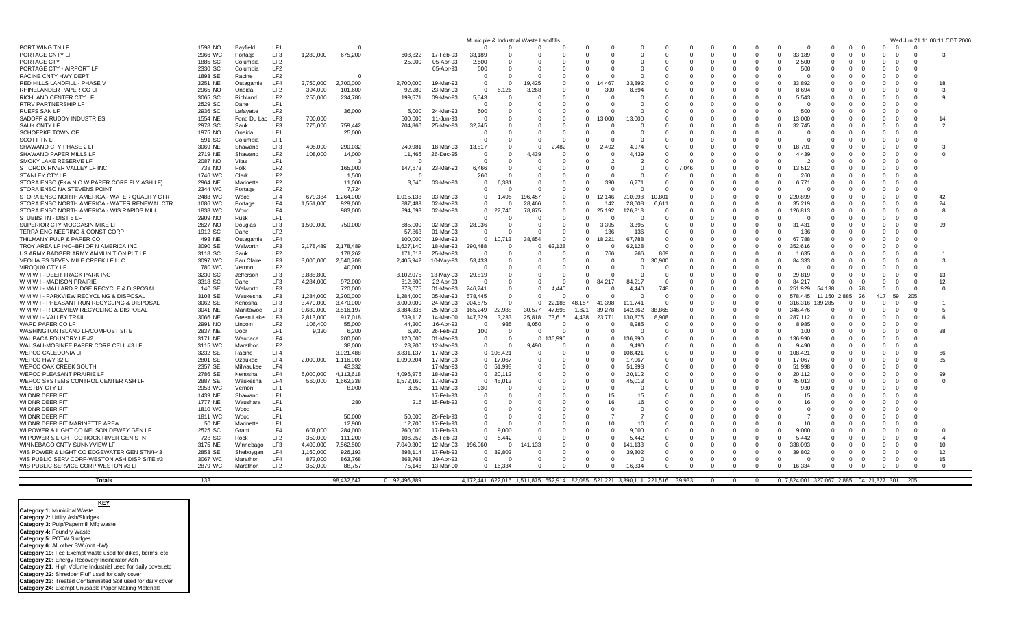# Municiple & Industrial Waste Landfills

| | | | | | | | | | | | | | | | | | | | | | | | | | | | | | |
|---|---|---|---|---|---|---|---|---|---|---|---|---|---|---|---|---|---|---|---|---|---|---|---|---|---|---|---|---|---|
| PORT WING TN LF | 1598 NO | Bayfield | LF1 | | 0 | | | | 0 | 0 | 0 | 0 | 0 | 0 | 0 | 0 | 0 | 0 | 0 | 0 | 0 | 0 | 0 | 0 | 0 | 0 | 0 | 0 | |
| PORTAGE CNTY LF | 2966 WC | Portage | LF3 | 1,280,000 | 675,200 | | 608,822 | 17-Feb-93 | 33,189 | 0 | 0 | 0 | 0 | 0 | 0 | 0 | 0 | 0 | 0 | 0 | 0 | 33,189 | 0 | 0 | 0 | 0 | 0 | 0 | 3 |
| PORTAGE CTY | 1885 SC | Columbia | LF2 | | | | 25,000 | 05-Apr-93 | 2,500 | 0 | 0 | 0 | 0 | 0 | 0 | 0 | 0 | 0 | 0 | 0 | 0 | 2,500 | 0 | 0 | 0 | 0 | 0 | 0 | |
| PORTAGE CTY - AIRPORT LF | 2330 SC | Columbia | LF2 | | | | | 05-Apr-93 | 500 | 0 | 0 | 0 | 0 | 0 | 0 | 0 | 0 | 0 | 0 | 0 | 0 | 500 | 0 | 0 | 0 | 0 | 0 | 0 | |
| RACINE CNTY HWY DEPT | 1893 SE | Racine | LF2 | | 0 | | | | 0 | 0 | 0 | 0 | 0 | 0 | 0 | 0 | 0 | 0 | 0 | 0 | 0 | 0 | 0 | 0 | 0 | 0 | 0 | 0 | |
| RED HILLS LANDFILL - PHASE V | 3251 NE | Outagamie | LF4 | 2,750,000 | 2,700,000 | | 2,700,000 | 19-Mar-93 | 0 | 0 | 19,425 | 0 | 0 | 14,467 | 33,892 | 0 | 0 | 0 | 0 | 0 | 0 | 33,892 | 0 | 0 | 0 | 0 | 0 | 0 | 18 |
| RHINELANDER PAPER CO LF | 2965 NO | Oneida | LF2 | 394,000 | 101,600 | | 92,280 | 23-Mar-93 | 0 | 5,126 | 3,268 | 0 | 0 | 300 | 8,694 | 0 | 0 | 0 | 0 | 0 | 0 | 8,694 | 0 | 0 | 0 | 0 | 0 | 0 | 3 |
| RICHLAND CENTER CTY LF | 3065 SC | Richland | LF2 | 250,000 | 234,786 | | 199,571 | 09-Mar-93 | 5,543 | 0 | 0 | 0 | 0 | 0 | 0 | 0 | 0 | 0 | 0 | 0 | 0 | 5,543 | 0 | 0 | 0 | 0 | 0 | 0 | 9 |
| RTRV PARTNERSHIP LF | 2529 SC | Dane | LF1 | | | | | | 0 | 0 | 0 | 0 | 0 | 0 | 0 | 0 | 0 | 0 | 0 | 0 | 0 | 0 | 0 | 0 | 0 | 0 | 0 | 0 | |
| RUEFS SAN LF | 2936 SC | Lafayette | LF2 | | 36,000 | | 5,000 | 24-Mar-93 | 500 | 0 | 0 | 0 | 0 | 0 | 0 | 0 | 0 | 0 | 0 | 0 | 0 | 500 | 0 | 0 | 0 | 0 | 0 | 0 | |
| SADOFF & RUDOY INDUSTRIES | 1554 NE | Fond Du Lac | LF3 | 700,000 | | | 500,000 | 11-Jun-93 | 0 | 0 | 0 | 0 | 0 | 13,000 | 13,000 | 0 | 0 | 0 | 0 | 0 | 0 | 13,000 | 0 | 0 | 0 | 0 | 0 | 0 | 14 |
| SAUK CNTY LF | 2978 SC | Sauk | LF3 | 775,000 | 759,442 | | 704,866 | 25-Mar-93 | 32,745 | 0 | 0 | 0 | 0 | 0 | 0 | 0 | 0 | 0 | 0 | 0 | 0 | 32,745 | 0 | 0 | 0 | 0 | 0 | 0 | 2 |
| SCHOEPKE TOWN OF | 1975 NO | Oneida | LF1 | | 25,000 | | | | 0 | 0 | 0 | 0 | 0 | 0 | 0 | 0 | 0 | 0 | 0 | 0 | 0 | 0 | 0 | 0 | 0 | 0 | 0 | 0 | |
| SCOTT TN LF | 591 SC | Columbia | LF1 | | | | | | 0 | 0 | 0 | 0 | 0 | 0 | 0 | 0 | 0 | 0 | 0 | 0 | 0 | 0 | 0 | 0 | 0 | 0 | 0 | 0 | |
| SHAWANO CTY PHASE 2 LF | 3069 NE | Shawano | LF3 | 405,000 | 290,032 | | 240,981 | 18-Mar-93 | 13,817 | 0 | 0 | 2,482 | 0 | 2,492 | 4,974 | 0 | 0 | 0 | 0 | 0 | 0 | 18,791 | 0 | 0 | 0 | 0 | 0 | 0 | 3 |
| SHAWANO PAPER MILLS LF | 2719 NE | Shawano | LF2 | 108,000 | 14,000 | | 11,465 | 26-Dec-95 | 0 | 0 | 4,439 | 0 | 0 | 0 | 4,439 | 0 | 0 | 0 | 0 | 0 | 0 | 4,439 | 0 | 0 | 0 | 0 | 0 | 0 | 0 |
| SMOKY LAKE RESERVE LF | 2087 NO | Vilas | LF1 | | 3 | | 0 | | 0 | 0 | 0 | 0 | 0 | 2 | 2 | 0 | 0 | 0 | 0 | 0 | 0 | 2 | 0 | 0 | 0 | 0 | 0 | 0 | |
| ST CROIX RIVER VALLEY LF INC | 738 NO | Polk | LF2 | | 165,000 | | 147,673 | 23-Mar-93 | 6,466 | 0 | 0 | 0 | 0 | 0 | 0 | 0 | 7,046 | 0 | 0 | 0 | 0 | 13,512 | 0 | 0 | 0 | 0 | 0 | 0 | |
| STANLEY CTY LF | 1746 WC | Clark | LF2 | | 1,500 | | 0 | | 260 | 0 | 0 | 0 | 0 | 0 | 0 | 0 | 0 | 0 | 0 | 0 | 0 | 260 | 0 | 0 | 0 | 0 | 0 | 0 | |
| STORA ENSO (FKA N O W PAPER CORP FLY ASH LF) | 2964 NE | Marinette | LF2 | | 11,000 | | 3,640 | 03-Mar-93 | 0 | 6,381 | 0 | 0 | 0 | 390 | 6,771 | 0 | 0 | 0 | 0 | 0 | 0 | 6,771 | 0 | 0 | 0 | 0 | 0 | 0 | |
| STORA ENSO NA STEVENS POINT | 2344 WC | Portage | LF2 | | 7,724 | | | | 0 | 0 | 0 | 0 | 0 | 0 | 0 | 0 | 0 | 0 | 0 | 0 | 0 | 0 | 0 | 0 | 0 | 0 | 0 | 0 | |
| STORA ENSO NORTH AMERICA - WATER QUALITY CTR | 2488 WC | Wood | LF4 | 679,384 | 1,264,000 | | 1,015,138 | 03-Mar-93 | 0 | 1,495 | 196,457 | 0 | 0 | 12,146 | 210,098 | 10,801 | 0 | 0 | 0 | 0 | 0 | 220,899 | 0 | 0 | 0 | 0 | 0 | 0 | 42 |
| STORA ENSO NORTH AMERICA - WATER RENEWAL CTR | 1686 WC | Portage | LF4 | 1,551,000 | 929,000 | | 887,489 | 02-Mar-93 | 0 | 0 | 28,466 | 0 | 0 | 142 | 28,608 | 6,611 | 0 | 0 | 0 | 0 | 0 | 35,219 | 0 | 0 | 0 | 0 | 0 | 0 | 24 |
| STORA ENSO NORTH AMERICA - WIS RAPIDS MILL | 1838 WC | Wood | LF4 | | 983,000 | | 894,693 | 02-Mar-93 | 0 | 22,746 | 78,875 | 0 | 0 | 25,192 | 126,813 | 0 | 0 | 0 | 0 | 0 | 0 | 126,813 | 0 | 0 | 0 | 0 | 0 | 0 | 8 |
| STUBBS TN - DIST 5 LF | 2909 NO | Rusk | LF1 | | | | | | 0 | 0 | 0 | 0 | 0 | 0 | 0 | 0 | 0 | 0 | 0 | 0 | 0 | 0 | 0 | 0 | 0 | 0 | 0 | 0 | |
| SUPERIOR CTY MOCCASIN MIKE LF | 2627 NO | Douglas | LF3 | 1,500,000 | 750,000 | | 685,000 | 02-Mar-93 | 28,036 | 0 | 0 | 0 | 0 | 3,395 | 3,395 | 0 | 0 | 0 | 0 | 0 | 0 | 31,431 | 0 | 0 | 0 | 0 | 0 | 0 | 99 |
| TERRA ENGINEERING & CONST CORP | 1912 SC | Dane | LF2 | | | | 57,863 | 01-Mar-93 | 0 | 0 | 0 | 0 | 0 | 136 | 136 | 0 | 0 | 0 | 0 | 0 | 0 | 136 | 0 | 0 | 0 | 0 | 0 | 0 | |
| THILMANY PULP & PAPER CO | 493 NE | Outagamie | LF4 | | 100,000 | | 100,000 | 19-Mar-93 | 0 | 10,713 | 38,854 | 0 | 0 | 18,221 | 67,788 | 0 | 0 | 0 | 0 | 0 | 0 | 67,788 | 0 | 0 | 0 | 0 | 0 | 0 | |
| TROY AREA LF INC--BFI OF N AMERICA INC | 3090 SE | Walworth | LF3 | 2,178,489 | 2,178,489 | | 1,627,140 | 18-Mar-93 | 290,488 | 0 | 0 | 62,128 | 0 | 0 | 62,128 | 0 | 0 | 0 | 0 | 0 | 0 | 352,616 | 0 | 0 | 0 | 0 | 0 | 0 | |
| US ARMY BADGER ARMY AMMUNITION PLT LF | 3118 SC | Sauk | LF2 | | 178,262 | | 171,618 | 25-Mar-93 | 0 | 0 | 0 | 0 | 0 | 766 | 766 | 869 | 0 | 0 | 0 | 0 | 0 | 1,635 | 0 | 0 | 0 | 0 | 0 | 0 | 1 |
| VEOLIA ES SEVEN MILE CREEK LF LLC | 3097 WC | Eau Claire | LF3 | 3,000,000 | 2,540,708 | | 2,405,942 | 10-May-93 | 53,433 | 0 | 0 | 0 | 0 | 0 | 0 | 30,900 | 0 | 0 | 0 | 0 | 0 | 84,333 | 0 | 0 | 0 | 0 | 0 | 0 | 3 |
| VIROQUA CTY LF | 780 WC | Vernon | LF2 | | 40,000 | | | | 0 | 0 | 0 | 0 | 0 | 0 | 0 | 0 | 0 | 0 | 0 | 0 | 0 | 0 | 0 | 0 | 0 | 0 | 0 | 0 | |
| W M W I - DEER TRACK PARK INC | 3230 SC | Jefferson | LF3 | 3,885,800 | | | 3,102,075 | 13-May-93 | 29,819 | 0 | 0 | 0 | 0 | 0 | 0 | 0 | 0 | 0 | 0 | 0 | 0 | 29,819 | 0 | 0 | 0 | 0 | 0 | 0 | 13 |
| W M W I - MADISON PRAIRIE | 3318 SC | Dane | LF3 | 4,284,000 | 972,000 | | 612,800 | 22-Apr-93 | 0 | 0 | 0 | 0 | 0 | 84,217 | 84,217 | 0 | 0 | 0 | 0 | 0 | 0 | 84,217 | 0 | 0 | 0 | 0 | 0 | 0 | 12 |
| W M W I - MALLARD RIDGE RECYCLE & DISPOSAL | 140 SE | Walworth | LF3 | | 720,000 | | 378,075 | 01-Mar-93 | 246,741 | 0 | 0 | 4,440 | 0 | 0 | 4,440 | 748 | 0 | 0 | 0 | 0 | 0 | 251,929 | 54,138 | 0 | 78 | 0 | 0 | | 0 |
| W M W I - PARKVIEW RECYCLING & DISPOSAL | 3108 SE | Waukesha | LF3 | 1,284,000 | 2,200,000 | | 1,284,000 | 05-Mar-93 | 578,445 | 0 | 0 | 0 | 0 | 0 | 0 | 0 | 0 | 0 | 0 | 0 | 0 | 578,445 | 11,150 | 2,885 | 26 | 417 | 59 | 205 | |
| W M W I - PHEASANT RUN RECYCLING & DISPOSAL | 3062 SE | Kenosha | LF3 | 3,470,000 | 3,470,000 | | 3,000,000 | 24-Mar-93 | 204,575 | 0 | 0 | 22,186 | 48,157 | 41,398 | 111,741 | 0 | 0 | 0 | 0 | 0 | 0 | 316,316 | 139,285 | 0 | 0 | 0 | 0 | 0 | 1 |
| W M W I - RIDGEVIEW RECYCLING & DISPOSAL | 3041 NE | Manitowoc | LF3 | 9,689,000 | 3,516,197 | | 3,384,336 | 25-Mar-93 | 165,249 | 22,988 | 30,577 | 47,698 | 1,821 | 39,278 | 142,362 | 38,865 | 0 | 0 | 0 | 0 | 0 | 346,476 | 0 | 0 | 0 | 0 | 0 | 0 | 5 |
| W M W I - VALLEY TRAIL | 3066 NE | Green Lake | LF3 | 2,813,000 | 917,018 | | 539,117 | 14-Mar-00 | 147,329 | 3,233 | 25,818 | 73,615 | 4,438 | 23,771 | 130,875 | 8,908 | 0 | 0 | 0 | 0 | 0 | 287,112 | 0 | 0 | 0 | 0 | 0 | 0 | 6 |
| WARD PAPER CO LF | 2991 NO | Lincoln | LF2 | 106,400 | 55,000 | | 44,200 | 16-Apr-93 | 0 | 935 | 8,050 | 0 | 0 | 0 | 8,985 | 0 | 0 | 0 | 0 | 0 | 0 | 8,985 | 0 | 0 | 0 | 0 | 0 | 0 | |
| WASHINGTON ISLAND LF/COMPOST SITE | 2837 NE | Door | LF1 | 9,320 | 6,200 | | 6,200 | 26-Feb-93 | 100 | 0 | 0 | 0 | 0 | 0 | 0 | 0 | 0 | 0 | 0 | 0 | 0 | 100 | 0 | 0 | 0 | 0 | 0 | 0 | 38 |
| WAUPACA FOUNDRY LF #2 | 3171 NE | Waupaca | LF4 | | 200,000 | | 120,000 | 01-Mar-93 | 0 | 0 | 0 | 136,990 | 0 | 0 | 136,990 | 0 | 0 | 0 | 0 | 0 | 0 | 136,990 | 0 | 0 | 0 | 0 | 0 | 0 | |
| WAUSAU-MOSINEE PAPER CORP CELL #3 LF | 3115 WC | Marathon | LF2 | | 38,000 | | 28,200 | 12-Mar-93 | 0 | 0 | 9,490 | 0 | 0 | 0 | 9,490 | 0 | 0 | 0 | 0 | 0 | 0 | 9,490 | 0 | 0 | 0 | 0 | 0 | 0 | |
| WEPCO CALEDONIA LF | 3232 SE | Racine | LF4 | | 3,921,488 | | 3,831,137 | 17-Mar-93 | 0 | 108,421 | 0 | 0 | 0 | 0 | 108,421 | 0 | 0 | 0 | 0 | 0 | 0 | 108,421 | 0 | 0 | 0 | 0 | 0 | 0 | 66 |
| WEPCO HWY 32 LF | 2801 SE | Ozaukee | LF4 | 2,000,000 | 1,116,000 | | 1,090,204 | 17-Mar-93 | 0 | 17,067 | 0 | 0 | 0 | 0 | 17,067 | 0 | 0 | 0 | 0 | 0 | 0 | 17,067 | 0 | 0 | 0 | 0 | 0 | 0 | 35 |
| WEPCO OAK CREEK SOUTH | 2357 SE | Milwaukee | LF4 | | 43,332 | | | 17-Mar-93 | 0 | 51,998 | 0 | 0 | 0 | 0 | 51,998 | 0 | 0 | 0 | 0 | 0 | 0 | 51,998 | 0 | 0 | 0 | 0 | 0 | 0 | |
| WEPCO PLEASANT PRAIRIE LF | 2786 SE | Kenosha | LF4 | 5,000,000 | 4,113,618 | | 4,096,975 | 18-Mar-93 | 0 | 20,112 | 0 | 0 | 0 | 0 | 20,112 | 0 | 0 | 0 | 0 | 0 | 0 | 20,112 | 0 | 0 | 0 | 0 | 0 | 0 | 99 |
| WEPCO SYSTEMS CONTROL CENTER ASH LF | 2887 SE | Waukesha | LF4 | 560,000 | 1,662,338 | | 1,572,160 | 17-Mar-93 | 0 | 45,013 | 0 | 0 | 0 | 0 | 45,013 | 0 | 0 | 0 | 0 | 0 | 0 | 45,013 | 0 | 0 | 0 | 0 | 0 | 0 | 0 |
| WESTBY CTY LF | 2953 WC | Vernon | LF1 | | 8,000 | | 3,350 | 11-Mar-93 | 930 | 0 | 0 | 0 | 0 | 0 | 0 | 0 | 0 | 0 | 0 | 0 | 0 | 930 | 0 | 0 | 0 | 0 | 0 | 0 | |
| WI DNR DEER PIT | 1439 NE | Shawano | LF1 | | | | | 17-Feb-93 | 0 | 0 | 0 | 0 | 0 | 15 | 15 | 0 | 0 | 0 | 0 | 0 | 0 | 15 | 0 | 0 | 0 | 0 | 0 | 0 | |
| WI DNR DEER PIT | 1777 NE | Waushara | LF1 | | 280 | | 216 | 15-Feb-93 | 0 | 0 | 0 | 0 | 0 | 16 | 16 | 0 | 0 | 0 | 0 | 0 | 0 | 16 | 0 | 0 | 0 | 0 | 0 | 0 | |
| WI DNR DEER PIT | 1810 WC | Wood | LF1 | | | | | | 0 | 0 | 0 | 0 | 0 | 0 | 0 | 0 | 0 | 0 | 0 | 0 | 0 | 0 | 0 | 0 | 0 | 0 | 0 | 0 | |
| WI DNR DEER PIT | 1811 WC | Wood | LF1 | | 50,000 | | 50,000 | 26-Feb-93 | 0 | 0 | 0 | 0 | 0 | 7 | 7 | 0 | 0 | 0 | 0 | 0 | 0 | 7 | 0 | 0 | 0 | 0 | 0 | 0 | |
| WI DNR DEER PIT MARINETTE AREA | 50 NE | Marinette | LF1 | | 12,900 | | 12,700 | 17-Feb-93 | 0 | 0 | 0 | 0 | 0 | 10 | 10 | 0 | 0 | 0 | 0 | 0 | 0 | 10 | 0 | 0 | 0 | 0 | 0 | 0 | |
| WI POWER & LIGHT CO NELSON DEWEY GEN LF | 2525 SC | Grant | LF4 | 607,000 | 284,000 | | 260,000 | 17-Feb-93 | 0 | 9,000 | 0 | 0 | 0 | 0 | 9,000 | 0 | 0 | 0 | 0 | 0 | 0 | 9,000 | 0 | 0 | 0 | 0 | 0 | 0 | 0 |
| WI POWER & LIGHT CO ROCK RIVER GEN STN | 728 SC | Rock | LF2 | 350,000 | 111,200 | | 106,252 | 26-Feb-93 | 0 | 5,442 | 0 | 0 | 0 | 0 | 5,442 | 0 | 0 | 0 | 0 | 0 | 0 | 5,442 | 0 | 0 | 0 | 0 | 0 | 0 | 4 |
| WINNEBAGO CNTY SUNNYVIEW LF | 3175 NE | Winnebago | LF3 | 4,400,000 | 7,562,500 | | 7,040,300 | 12-Mar-93 | 196,960 | 0 | 141,133 | 0 | 0 | 0 | 141,133 | 0 | 0 | 0 | 0 | 0 | 0 | 338,093 | 0 | 0 | 0 | 0 | 0 | 0 | 10 |
| WIS POWER & LIGHT CO EDGEWATER GEN STN/I-43 | 2853 SE | Sheboygan | LF4 | 1,150,000 | 926,193 | | 898,114 | 17-Feb-93 | 0 | 39,802 | 0 | 0 | 0 | 0 | 39,802 | 0 | 0 | 0 | 0 | 0 | 0 | 39,802 | 0 | 0 | 0 | 0 | 0 | 0 | 12 |
| WIS PUBLIC SERV CORP-WESTON ASH DISP SITE #3 | 3067 WC | Marathon | LF4 | 873,000 | 863,768 | | 863,768 | 19-Apr-93 | 0 | 0 | 0 | 0 | 0 | 0 | 0 | 0 | 0 | 0 | 0 | 0 | 0 | 0 | 0 | 0 | 0 | 0 | 0 | 0 | 15 |
| WIS PUBLIC SERVICE CORP WESTON #3 LF | 2879 WC | Marathon | LF2 | 350,000 | 88,757 | | 75,146 | 13-Mar-00 | 0 | 16,334 | 0 | 0 | 0 | 0 | 16,334 | 0 | 0 | 0 | 0 | 0 | 0 | 16,334 | 0 | 0 | 0 | 0 | 0 | 0 | 0 |
| **Totals** | 133 | | | | 98,432,647 | 0 | 92,496,889 | | 4,172,441 | 622,016 | 1,511,875 | 652,914 | 82,085 | 521,221 | 3,390,111 | 221,516 | 39,933 | 0 | 0 | 0 | 0 | 7,824,001 | 327,067 | 2,885 | 104 | 21,827 | 301 | 205 | |

**KEY**

**Category 1:** Municipal Waste
**Category 2:** Utility Ash/Sludges
**Category 3:** Pulp/Papermill Mfg waste
**Category 4:** Foundry Waste
**Category 5:** POTW Sludges
**Category 6:** All other SW (not HW)
**Category 19:** Fee Exempt waste used for dikes, berms, etc
**Category 20:** Energy Recovery Incinerator Ash
**Category 21:** High Volume Industrial used for daily cover,etc
**Category 22:** Shredder Fluff used for daily cover
**Category 23:** Treated Contaminated Soil used for daily cover
**Category 24:** Exempt Unusable Paper Making Materials